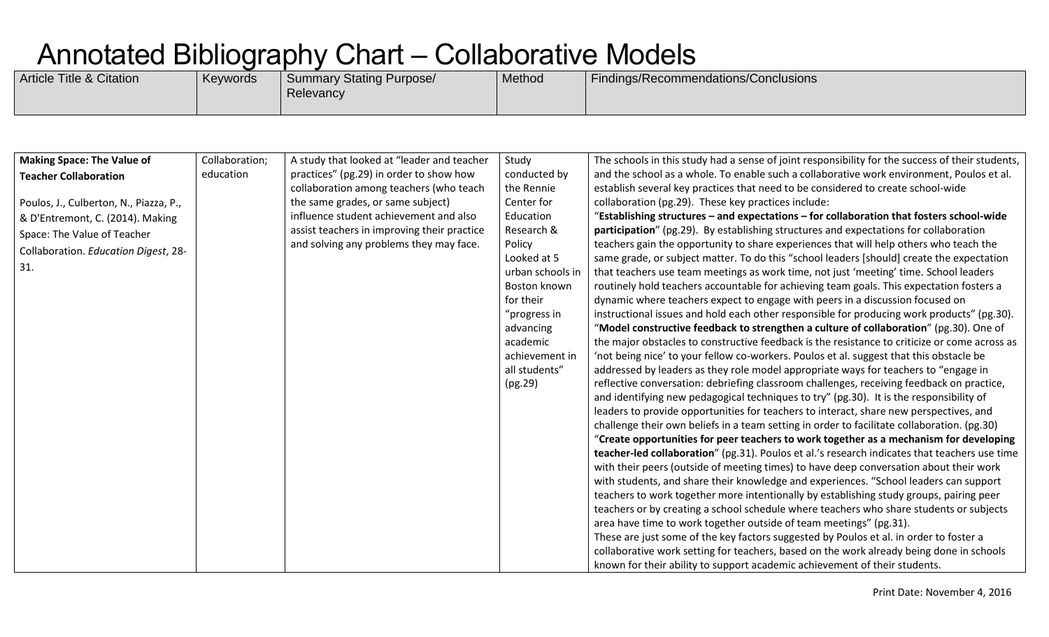# Annotated Bibliography Chart – Collaborative Models

| Article Title & Citation | Keywords | Summary Stating Purpose/ Relevancy | Method | Findings/Recommendations/Conclusions |
|---|---|---|---|---|
| **Making Space: The Value of Teacher Collaboration**<br><br>Poulos, J., Culberton, N., Piazza, P., & D'Entremont, C. (2014). Making Space: The Value of Teacher Collaboration. *Education Digest*, 28-31. | Collaboration; education | A study that looked at "leader and teacher practices" (pg.29) in order to show how collaboration among teachers (who teach the same grades, or same subject) influence student achievement and also assist teachers in improving their practice and solving any problems they may face. | Study conducted by the Rennie Center for Education Research & Policy<br>Looked at 5 urban schools in Boston known for their "progress in advancing academic achievement in all students" (pg.29) | The schools in this study had a sense of joint responsibility for the success of their students, and the school as a whole. To enable such a collaborative work environment, Poulos et al. establish several key practices that need to be considered to create school-wide collaboration (pg.29). These key practices include:<br>"**Establishing structures – and expectations – for collaboration that fosters school-wide participation**" (pg.29). By establishing structures and expectations for collaboration teachers gain the opportunity to share experiences that will help others who teach the same grade, or subject matter. To do this "school leaders [should] create the expectation that teachers use team meetings as work time, not just 'meeting' time. School leaders routinely hold teachers accountable for achieving team goals. This expectation fosters a dynamic where teachers expect to engage with peers in a discussion focused on instructional issues and hold each other responsible for producing work products" (pg.30).<br>"**Model constructive feedback to strengthen a culture of collaboration**" (pg.30). One of the major obstacles to constructive feedback is the resistance to criticize or come across as 'not being nice' to your fellow co-workers. Poulos et al. suggest that this obstacle be addressed by leaders as they role model appropriate ways for teachers to "engage in reflective conversation: debriefing classroom challenges, receiving feedback on practice, and identifying new pedagogical techniques to try" (pg.30). It is the responsibility of leaders to provide opportunities for teachers to interact, share new perspectives, and challenge their own beliefs in a team setting in order to facilitate collaboration. (pg.30)<br>"**Create opportunities for peer teachers to work together as a mechanism for developing teacher-led collaboration**" (pg.31). Poulos et al.'s research indicates that teachers use time with their peers (outside of meeting times) to have deep conversation about their work with students, and share their knowledge and experiences. "School leaders can support teachers to work together more intentionally by establishing study groups, pairing peer teachers or by creating a school schedule where teachers who share students or subjects area have time to work together outside of team meetings" (pg.31).<br>These are just some of the key factors suggested by Poulos et al. in order to foster a collaborative work setting for teachers, based on the work already being done in schools known for their ability to support academic achievement of their students. |

Print Date: November 4, 2016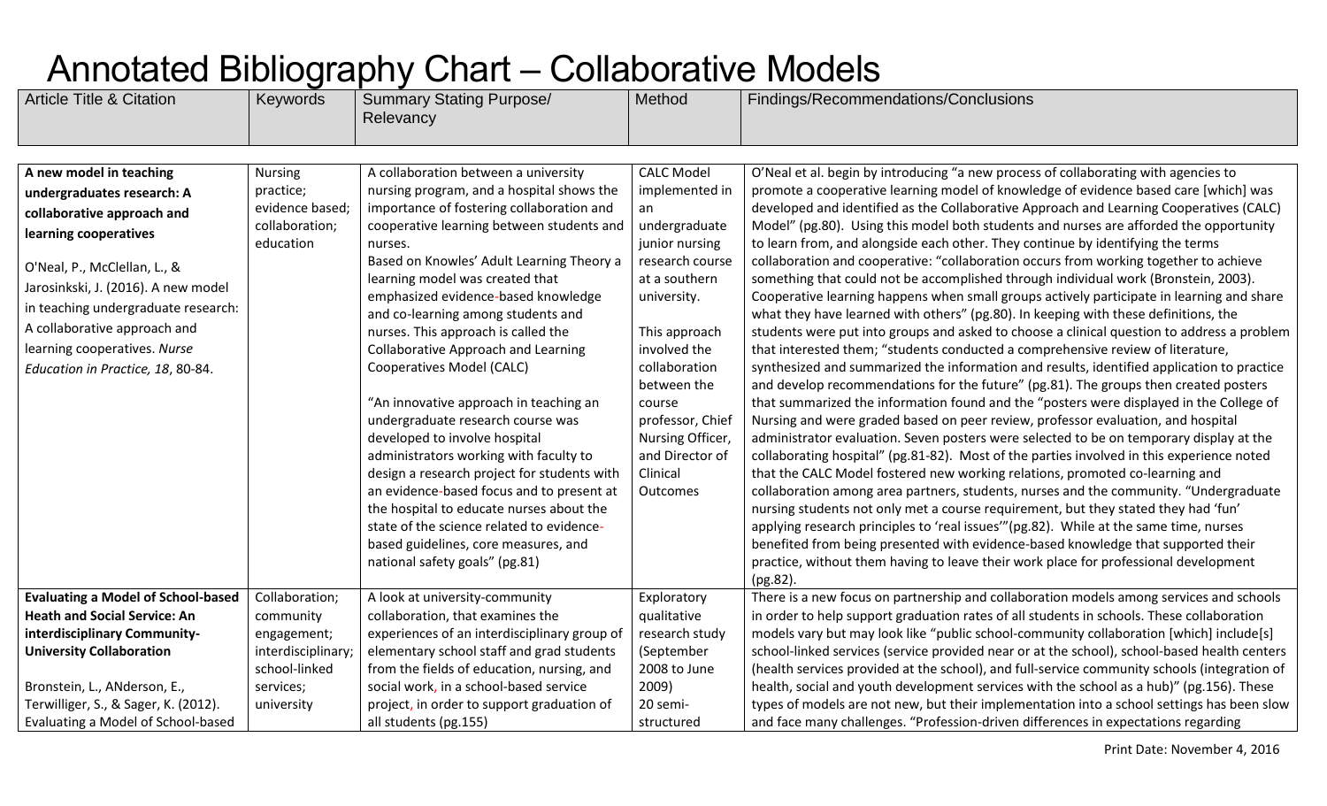# Annotated Bibliography Chart – Collaborative Models

| Article Title & Citation | Keywords | Summary Stating Purpose/ Relevancy | Method | Findings/Recommendations/Conclusions |
|---|---|---|---|---|
| **A new model in teaching undergraduates research: A collaborative approach and learning cooperatives**<br><br>O'Neal, P., McClellan, L., & Jarosinkski, J. (2016). A new model in teaching undergraduate research: A collaborative approach and learning cooperatives. *Nurse Education in Practice, 18*, 80-84. | Nursing practice; evidence based; collaboration; education | A collaboration between a university nursing program, and a hospital shows the importance of fostering collaboration and cooperative learning between students and nurses.<br>Based on Knowles' Adult Learning Theory a learning model was created that emphasized evidence-based knowledge and co-learning among students and nurses. This approach is called the Collaborative Approach and Learning Cooperatives Model (CALC)<br><br>"An innovative approach in teaching an undergraduate research course was developed to involve hospital administrators working with faculty to design a research project for students with an evidence-based focus and to present at the hospital to educate nurses about the state of the science related to evidence-based guidelines, core measures, and national safety goals" (pg.81) | CALC Model implemented in an undergraduate junior nursing research course at a southern university.<br><br>This approach involved the collaboration between the course professor, Chief Nursing Officer, and Director of Clinical Outcomes | O'Neal et al. begin by introducing "a new process of collaborating with agencies to promote a cooperative learning model of knowledge of evidence based care [which] was developed and identified as the Collaborative Approach and Learning Cooperatives (CALC) Model" (pg.80). Using this model both students and nurses are afforded the opportunity to learn from, and alongside each other. They continue by identifying the terms collaboration and cooperative: "collaboration occurs from working together to achieve something that could not be accomplished through individual work (Bronstein, 2003). Cooperative learning happens when small groups actively participate in learning and share what they have learned with others" (pg.80). In keeping with these definitions, the students were put into groups and asked to choose a clinical question to address a problem that interested them; "students conducted a comprehensive review of literature, synthesized and summarized the information and results, identified application to practice and develop recommendations for the future" (pg.81). The groups then created posters that summarized the information found and the "posters were displayed in the College of Nursing and were graded based on peer review, professor evaluation, and hospital administrator evaluation. Seven posters were selected to be on temporary display at the collaborating hospital" (pg.81-82). Most of the parties involved in this experience noted that the CALC Model fostered new working relations, promoted co-learning and collaboration among area partners, students, nurses and the community. "Undergraduate nursing students not only met a course requirement, but they stated they had 'fun' applying research principles to 'real issues'"(pg.82). While at the same time, nurses benefited from being presented with evidence-based knowledge that supported their practice, without them having to leave their work place for professional development (pg.82). |
| **Evaluating a Model of School-based Heath and Social Service: An interdisciplinary Community-University Collaboration**<br><br>Bronstein, L., ANderson, E., Terwilliger, S., & Sager, K. (2012). Evaluating a Model of School-based | Collaboration; community engagement; interdisciplinary; school-linked services; university | A look at university-community collaboration, that examines the experiences of an interdisciplinary group of elementary school staff and grad students from the fields of education, nursing, and social work, in a school-based service project, in order to support graduation of all students (pg.155) | Exploratory qualitative research study (September 2008 to June 2009)<br>20 semi-structured | There is a new focus on partnership and collaboration models among services and schools in order to help support graduation rates of all students in schools. These collaboration models vary but may look like "public school-community collaboration [which] include[s] school-linked services (service provided near or at the school), school-based health centers (health services provided at the school), and full-service community schools (integration of health, social and youth development services with the school as a hub)" (pg.156). These types of models are not new, but their implementation into a school settings has been slow and face many challenges. "Profession-driven differences in expectations regarding |

Print Date: November 4, 2016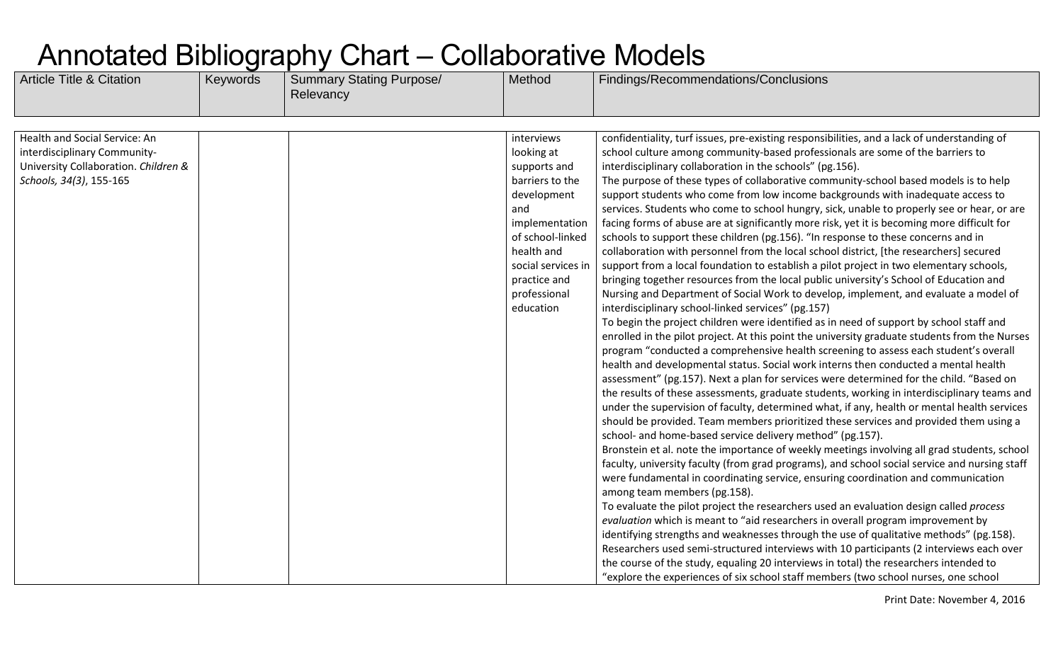# Annotated Bibliography Chart – Collaborative Models

| Article Title & Citation | Keywords | Summary Stating Purpose/ Relevancy | Method | Findings/Recommendations/Conclusions |
|---|---|---|---|---|
| Health and Social Service: An interdisciplinary Community-University Collaboration. *Children & Schools, 34(3)*, 155-165 | | | interviews looking at supports and barriers to the development and implementation of school-linked health and social services in practice and professional education | confidentiality, turf issues, pre-existing responsibilities, and a lack of understanding of school culture among community-based professionals are some of the barriers to interdisciplinary collaboration in the schools" (pg.156).<br>The purpose of these types of collaborative community-school based models is to help support students who come from low income backgrounds with inadequate access to services. Students who come to school hungry, sick, unable to properly see or hear, or are facing forms of abuse are at significantly more risk, yet it is becoming more difficult for schools to support these children (pg.156). "In response to these concerns and in collaboration with personnel from the local school district, [the researchers] secured support from a local foundation to establish a pilot project in two elementary schools, bringing together resources from the local public university's School of Education and Nursing and Department of Social Work to develop, implement, and evaluate a model of interdisciplinary school-linked services" (pg.157)<br>To begin the project children were identified as in need of support by school staff and enrolled in the pilot project. At this point the university graduate students from the Nurses program "conducted a comprehensive health screening to assess each student's overall health and developmental status. Social work interns then conducted a mental health assessment" (pg.157). Next a plan for services were determined for the child. "Based on the results of these assessments, graduate students, working in interdisciplinary teams and under the supervision of faculty, determined what, if any, health or mental health services should be provided. Team members prioritized these services and provided them using a school- and home-based service delivery method" (pg.157).<br>Bronstein et al. note the importance of weekly meetings involving all grad students, school faculty, university faculty (from grad programs), and school social service and nursing staff were fundamental in coordinating service, ensuring coordination and communication among team members (pg.158).<br>To evaluate the pilot project the researchers used an evaluation design called *process evaluation* which is meant to "aid researchers in overall program improvement by identifying strengths and weaknesses through the use of qualitative methods" (pg.158). Researchers used semi-structured interviews with 10 participants (2 interviews each over the course of the study, equaling 20 interviews in total) the researchers intended to "explore the experiences of six school staff members (two school nurses, one school |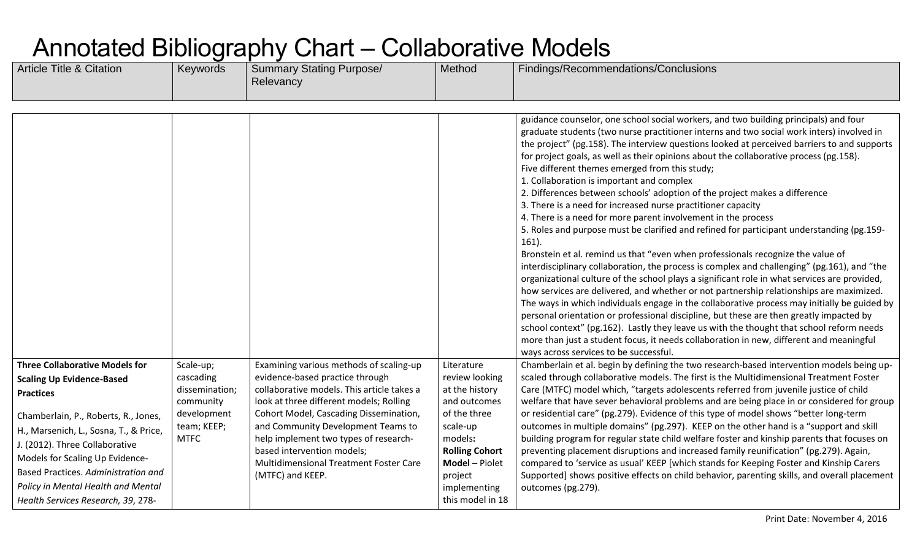# Annotated Bibliography Chart – Collaborative Models

| Article Title & Citation | Keywords | Summary Stating Purpose/ Relevancy | Method | Findings/Recommendations/Conclusions |
|---|---|---|---|---|
| | | | | guidance counselor, one school social workers, and two building principals) and four graduate students (two nurse practitioner interns and two social work inters) involved in the project" (pg.158). The interview questions looked at perceived barriers to and supports for project goals, as well as their opinions about the collaborative process (pg.158).<br>Five different themes emerged from this study;<br>1. Collaboration is important and complex<br>2. Differences between schools' adoption of the project makes a difference<br>3. There is a need for increased nurse practitioner capacity<br>4. There is a need for more parent involvement in the process<br>5. Roles and purpose must be clarified and refined for participant understanding (pg.159-161).<br>Bronstein et al. remind us that "even when professionals recognize the value of interdisciplinary collaboration, the process is complex and challenging" (pg.161), and "the organizational culture of the school plays a significant role in what services are provided, how services are delivered, and whether or not partnership relationships are maximized. The ways in which individuals engage in the collaborative process may initially be guided by personal orientation or professional discipline, but these are then greatly impacted by school context" (pg.162). Lastly they leave us with the thought that school reform needs more than just a student focus, it needs collaboration in new, different and meaningful ways across services to be successful. |
| **Three Collaborative Models for Scaling Up Evidence-Based Practices**<br><br>Chamberlain, P., Roberts, R., Jones, H., Marsenich, L., Sosna, T., & Price, J. (2012). Three Collaborative Models for Scaling Up Evidence-Based Practices. *Administration and Policy in Mental Health and Mental Health Services Research, 39*, 278- | Scale-up; cascading dissemination; community development team; KEEP; MTFC | Examining various methods of scaling-up evidence-based practice through collaborative models. This article takes a look at three different models; Rolling Cohort Model, Cascading Dissemination, and Community Development Teams to help implement two types of research-based intervention models; Multidimensional Treatment Foster Care (MTFC) and KEEP. | Literature review looking at the history and outcomes of the three scale-up models**:**<br>**Rolling Cohort Model** – Piolet project implementing this model in 18 | Chamberlain et al. begin by defining the two research-based intervention models being up-scaled through collaborative models. The first is the Multidimensional Treatment Foster Care (MTFC) model which, "targets adolescents referred from juvenile justice of child welfare that have sever behavioral problems and are being place in or considered for group or residential care" (pg.279). Evidence of this type of model shows "better long-term outcomes in multiple domains" (pg.297). KEEP on the other hand is a "support and skill building program for regular state child welfare foster and kinship parents that focuses on preventing placement disruptions and increased family reunification" (pg.279). Again, compared to 'service as usual' KEEP [which stands for Keeping Foster and Kinship Carers Supported] shows positive effects on child behavior, parenting skills, and overall placement outcomes (pg.279). |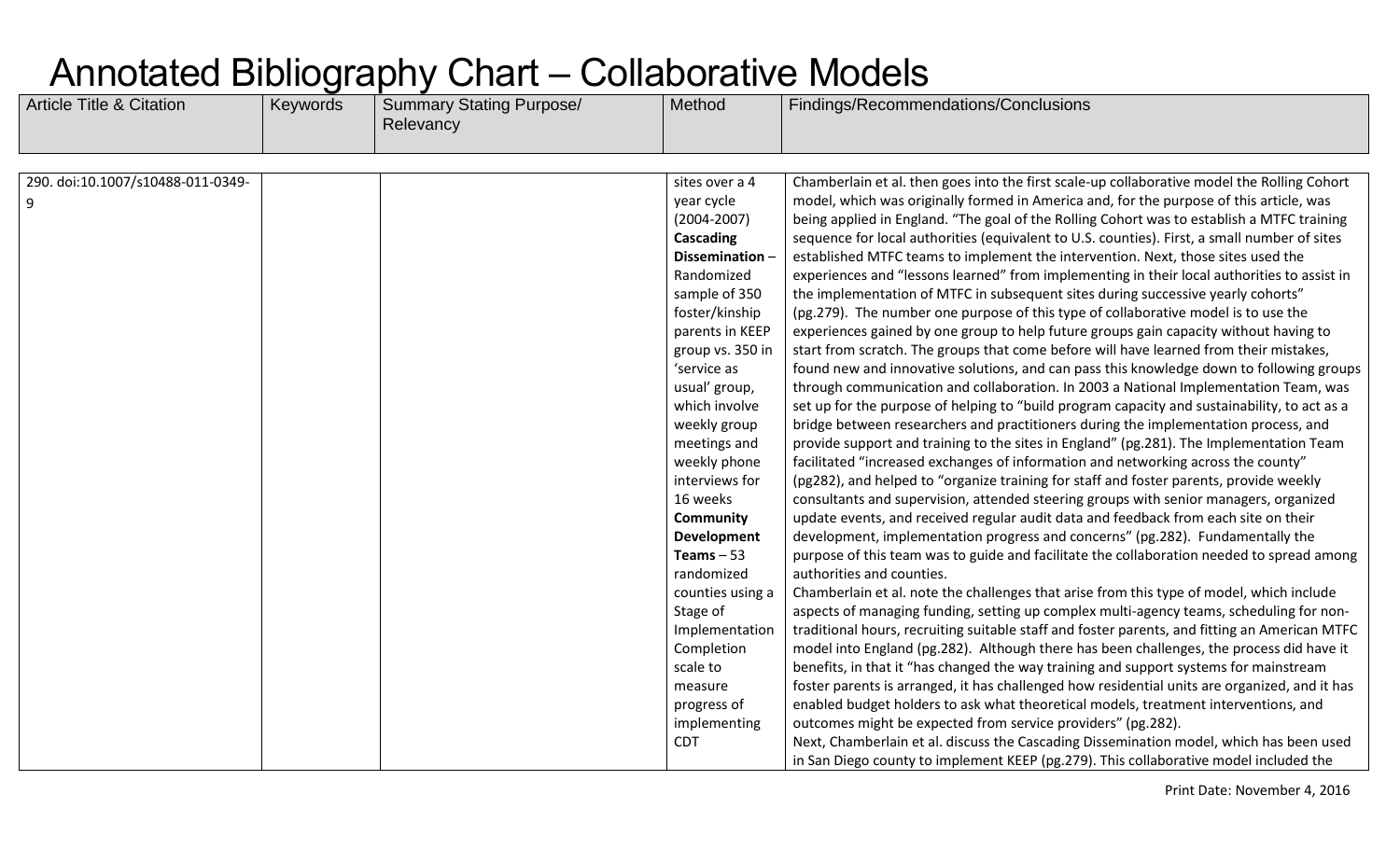# Annotated Bibliography Chart – Collaborative Models

| Article Title & Citation | Keywords | Summary Stating Purpose/ Relevancy | Method | Findings/Recommendations/Conclusions |
|---|---|---|---|---|
| 290. doi:10.1007/s10488-011-0349-9 | | | sites over a 4 year cycle (2004-2007) **Cascading Dissemination** – Randomized sample of 350 foster/kinship parents in KEEP group vs. 350 in 'service as usual' group, which involve weekly group meetings and weekly phone interviews for 16 weeks **Community Development Teams** – 53 randomized counties using a Stage of Implementation Completion scale to measure progress of implementing CDT | Chamberlain et al. then goes into the first scale-up collaborative model the Rolling Cohort model, which was originally formed in America and, for the purpose of this article, was being applied in England. "The goal of the Rolling Cohort was to establish a MTFC training sequence for local authorities (equivalent to U.S. counties). First, a small number of sites established MTFC teams to implement the intervention. Next, those sites used the experiences and "lessons learned" from implementing in their local authorities to assist in the implementation of MTFC in subsequent sites during successive yearly cohorts" (pg.279). The number one purpose of this type of collaborative model is to use the experiences gained by one group to help future groups gain capacity without having to start from scratch. The groups that come before will have learned from their mistakes, found new and innovative solutions, and can pass this knowledge down to following groups through communication and collaboration. In 2003 a National Implementation Team, was set up for the purpose of helping to "build program capacity and sustainability, to act as a bridge between researchers and practitioners during the implementation process, and provide support and training to the sites in England" (pg.281). The Implementation Team facilitated "increased exchanges of information and networking across the county" (pg282), and helped to "organize training for staff and foster parents, provide weekly consultants and supervision, attended steering groups with senior managers, organized update events, and received regular audit data and feedback from each site on their development, implementation progress and concerns" (pg.282). Fundamentally the purpose of this team was to guide and facilitate the collaboration needed to spread among authorities and counties.<br>Chamberlain et al. note the challenges that arise from this type of model, which include aspects of managing funding, setting up complex multi-agency teams, scheduling for non-traditional hours, recruiting suitable staff and foster parents, and fitting an American MTFC model into England (pg.282). Although there has been challenges, the process did have it benefits, in that it "has changed the way training and support systems for mainstream foster parents is arranged, it has challenged how residential units are organized, and it has enabled budget holders to ask what theoretical models, treatment interventions, and outcomes might be expected from service providers" (pg.282).<br>Next, Chamberlain et al. discuss the Cascading Dissemination model, which has been used in San Diego county to implement KEEP (pg.279). This collaborative model included the |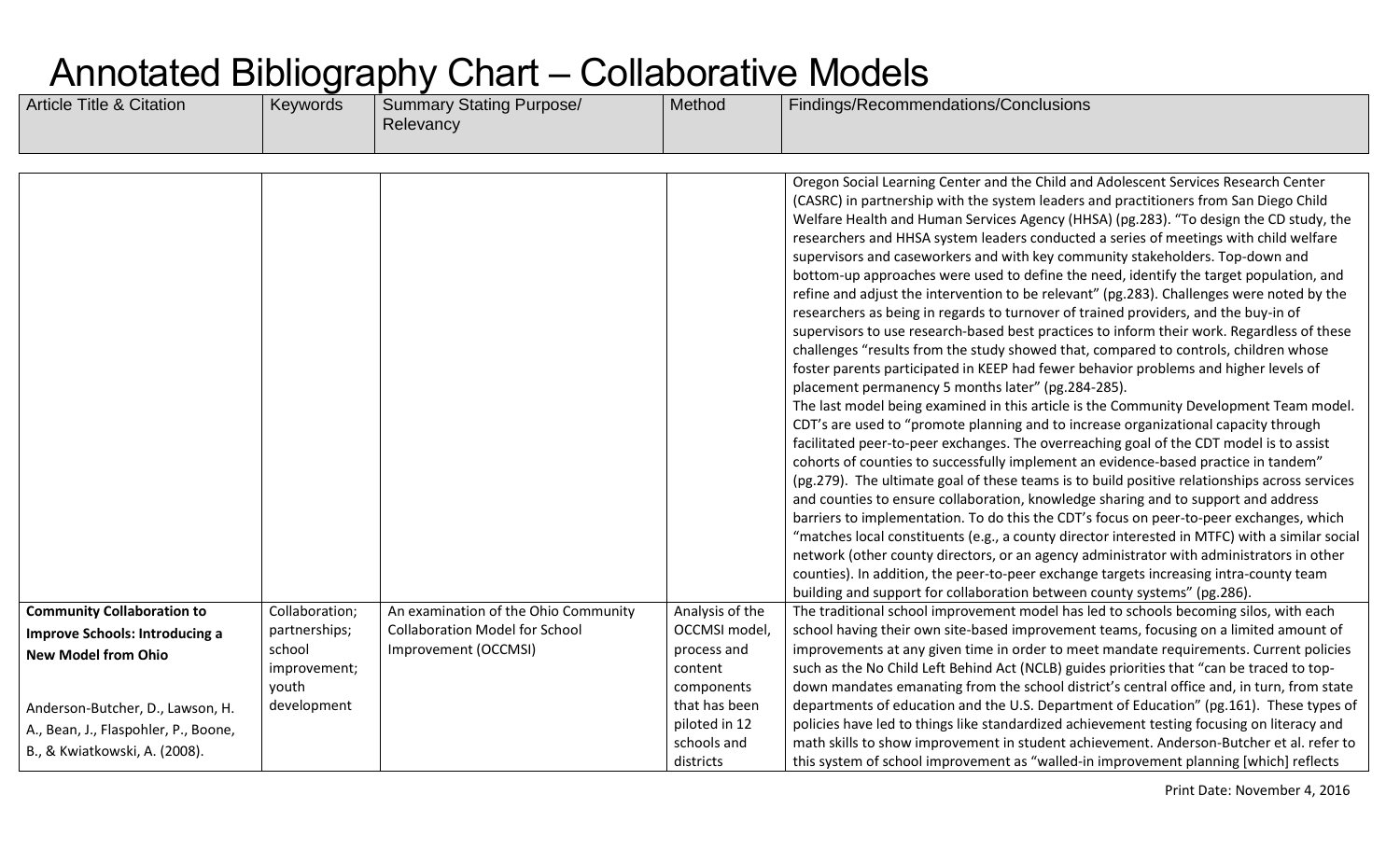# Annotated Bibliography Chart – Collaborative Models

| Article Title & Citation | Keywords | Summary Stating Purpose/ Relevancy | Method | Findings/Recommendations/Conclusions |
|---|---|---|---|---|
| | | | | Oregon Social Learning Center and the Child and Adolescent Services Research Center (CASRC) in partnership with the system leaders and practitioners from San Diego Child Welfare Health and Human Services Agency (HHSA) (pg.283). "To design the CD study, the researchers and HHSA system leaders conducted a series of meetings with child welfare supervisors and caseworkers and with key community stakeholders. Top-down and bottom-up approaches were used to define the need, identify the target population, and refine and adjust the intervention to be relevant" (pg.283). Challenges were noted by the researchers as being in regards to turnover of trained providers, and the buy-in of supervisors to use research-based best practices to inform their work. Regardless of these challenges "results from the study showed that, compared to controls, children whose foster parents participated in KEEP had fewer behavior problems and higher levels of placement permanency 5 months later" (pg.284-285).<br>The last model being examined in this article is the Community Development Team model. CDT's are used to "promote planning and to increase organizational capacity through facilitated peer-to-peer exchanges. The overreaching goal of the CDT model is to assist cohorts of counties to successfully implement an evidence-based practice in tandem" (pg.279). The ultimate goal of these teams is to build positive relationships across services and counties to ensure collaboration, knowledge sharing and to support and address barriers to implementation. To do this the CDT's focus on peer-to-peer exchanges, which "matches local constituents (e.g., a county director interested in MTFC) with a similar social network (other county directors, or an agency administrator with administrators in other counties). In addition, the peer-to-peer exchange targets increasing intra-county team building and support for collaboration between county systems" (pg.286). |
| **Community Collaboration to Improve Schools: Introducing a New Model from Ohio**<br><br>Anderson-Butcher, D., Lawson, H. A., Bean, J., Flaspohler, P., Boone, B., & Kwiatkowski, A. (2008). | Collaboration; partnerships; school improvement; youth development | An examination of the Ohio Community Collaboration Model for School Improvement (OCCMSI) | Analysis of the OCCMSI model, process and content components that has been piloted in 12 schools and districts | The traditional school improvement model has led to schools becoming silos, with each school having their own site-based improvement teams, focusing on a limited amount of improvements at any given time in order to meet mandate requirements. Current policies such as the No Child Left Behind Act (NCLB) guides priorities that "can be traced to top-down mandates emanating from the school district's central office and, in turn, from state departments of education and the U.S. Department of Education" (pg.161). These types of policies have led to things like standardized achievement testing focusing on literacy and math skills to show improvement in student achievement. Anderson-Butcher et al. refer to this system of school improvement as "walled-in improvement planning [which] reflects |

Print Date: November 4, 2016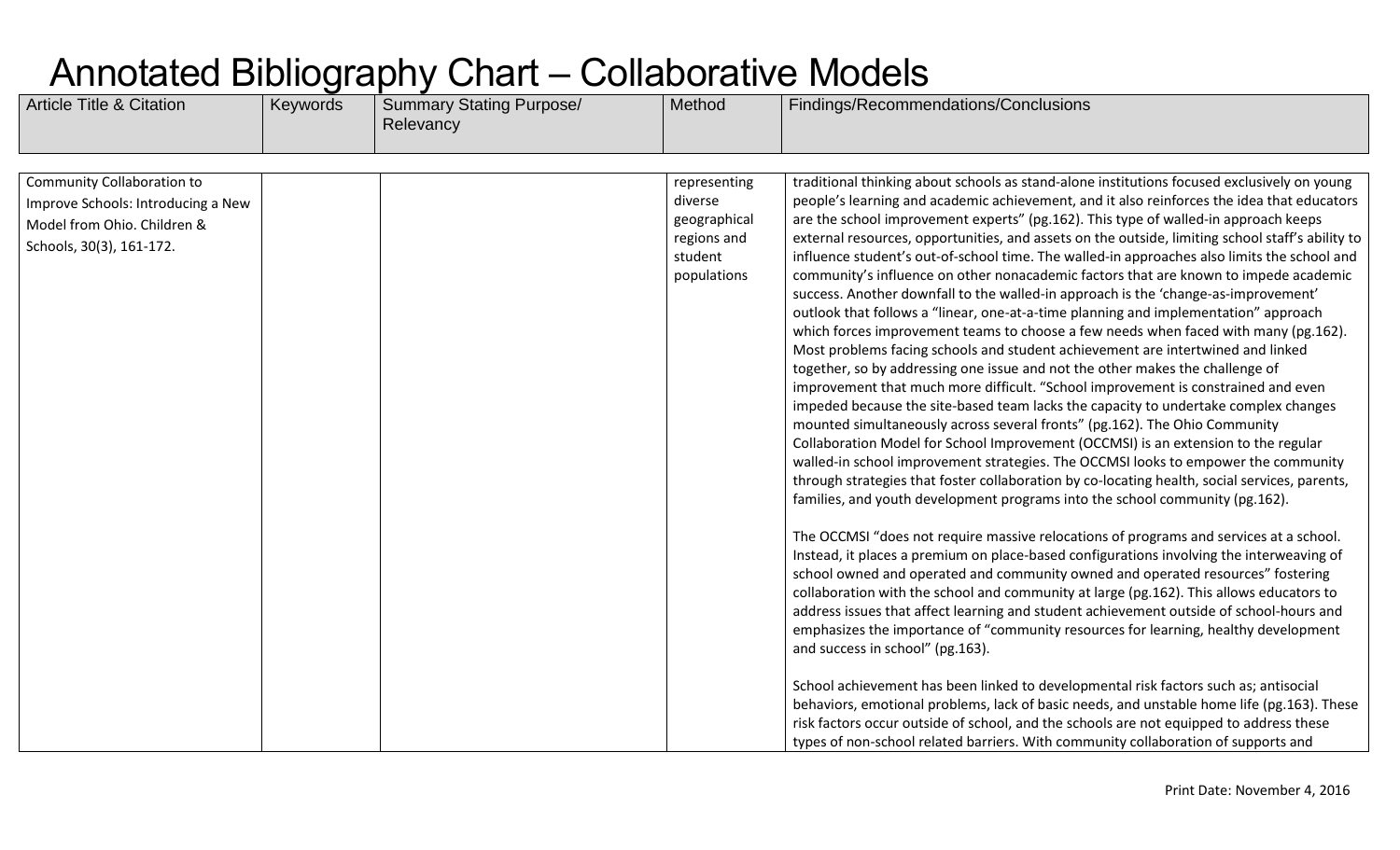# Annotated Bibliography Chart – Collaborative Models

| Article Title & Citation | Keywords | Summary Stating Purpose/ Relevancy | Method | Findings/Recommendations/Conclusions |
|---|---|---|---|---|
| Community Collaboration to Improve Schools: Introducing a New Model from Ohio. Children & Schools, 30(3), 161-172. | | | representing diverse geographical regions and student populations | traditional thinking about schools as stand-alone institutions focused exclusively on young people's learning and academic achievement, and it also reinforces the idea that educators are the school improvement experts" (pg.162). This type of walled-in approach keeps external resources, opportunities, and assets on the outside, limiting school staff's ability to influence student's out-of-school time. The walled-in approaches also limits the school and community's influence on other nonacademic factors that are known to impede academic success. Another downfall to the walled-in approach is the 'change-as-improvement' outlook that follows a "linear, one-at-a-time planning and implementation" approach which forces improvement teams to choose a few needs when faced with many (pg.162). Most problems facing schools and student achievement are intertwined and linked together, so by addressing one issue and not the other makes the challenge of improvement that much more difficult. "School improvement is constrained and even impeded because the site-based team lacks the capacity to undertake complex changes mounted simultaneously across several fronts" (pg.162). The Ohio Community Collaboration Model for School Improvement (OCCMSI) is an extension to the regular walled-in school improvement strategies. The OCCMSI looks to empower the community through strategies that foster collaboration by co-locating health, social services, parents, families, and youth development programs into the school community (pg.162).<br><br>The OCCMSI "does not require massive relocations of programs and services at a school. Instead, it places a premium on place-based configurations involving the interweaving of school owned and operated and community owned and operated resources" fostering collaboration with the school and community at large (pg.162). This allows educators to address issues that affect learning and student achievement outside of school-hours and emphasizes the importance of "community resources for learning, healthy development and success in school" (pg.163).<br><br>School achievement has been linked to developmental risk factors such as; antisocial behaviors, emotional problems, lack of basic needs, and unstable home life (pg.163). These risk factors occur outside of school, and the schools are not equipped to address these types of non-school related barriers. With community collaboration of supports and |

Print Date: November 4, 2016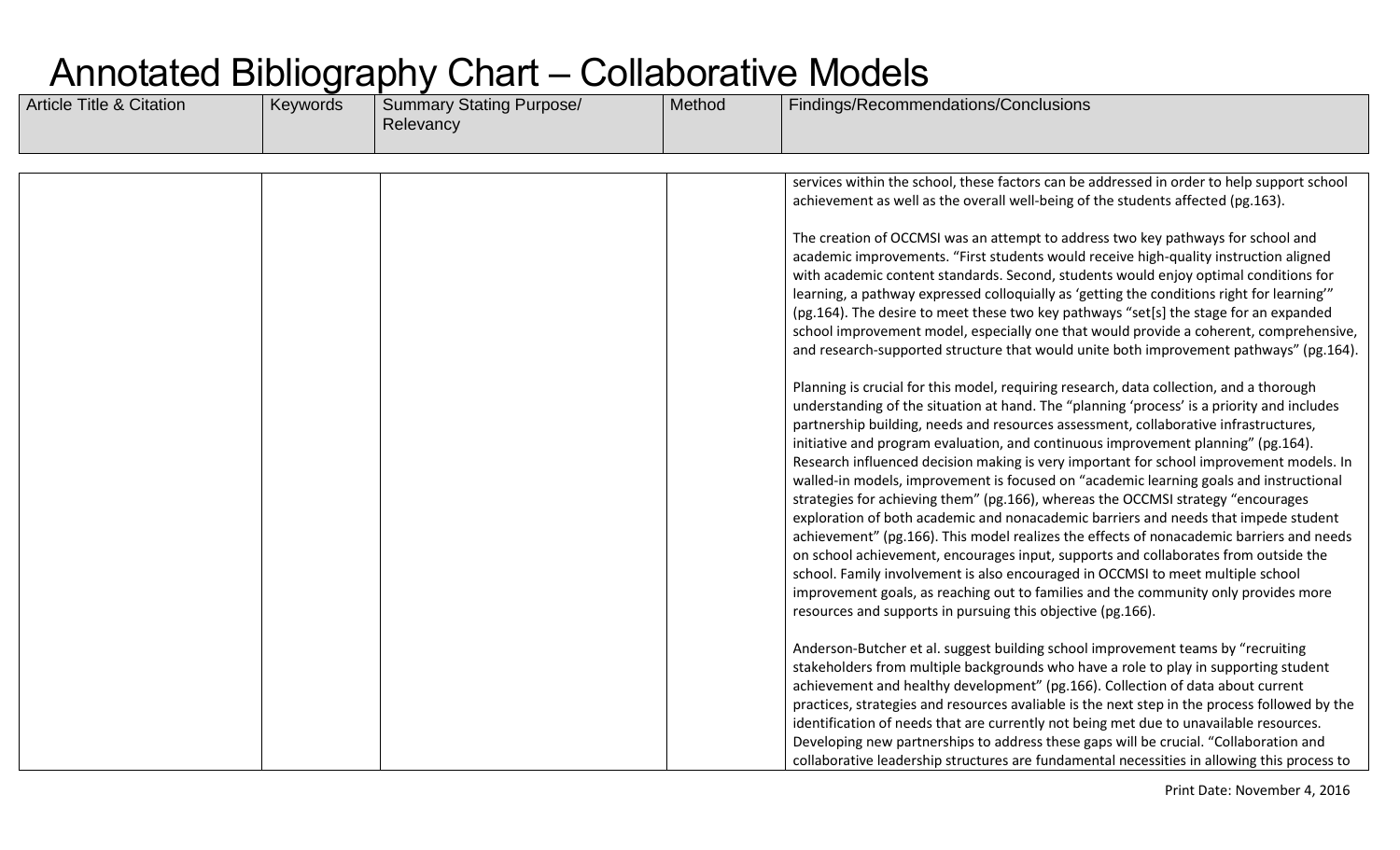# Annotated Bibliography Chart – Collaborative Models

| Article Title & Citation | Keywords | Summary Stating Purpose/ Relevancy | Method | Findings/Recommendations/Conclusions |
|---|---|---|---|---|
| | | | | services within the school, these factors can be addressed in order to help support school achievement as well as the overall well-being of the students affected (pg.163).<br><br>The creation of OCCMSI was an attempt to address two key pathways for school and academic improvements. "First students would receive high-quality instruction aligned with academic content standards. Second, students would enjoy optimal conditions for learning, a pathway expressed colloquially as 'getting the conditions right for learning'" (pg.164). The desire to meet these two key pathways "set[s] the stage for an expanded school improvement model, especially one that would provide a coherent, comprehensive, and research-supported structure that would unite both improvement pathways" (pg.164).<br><br>Planning is crucial for this model, requiring research, data collection, and a thorough understanding of the situation at hand. The "planning 'process' is a priority and includes partnership building, needs and resources assessment, collaborative infrastructures, initiative and program evaluation, and continuous improvement planning" (pg.164). Research influenced decision making is very important for school improvement models. In walled-in models, improvement is focused on "academic learning goals and instructional strategies for achieving them" (pg.166), whereas the OCCMSI strategy "encourages exploration of both academic and nonacademic barriers and needs that impede student achievement" (pg.166). This model realizes the effects of nonacademic barriers and needs on school achievement, encourages input, supports and collaborates from outside the school. Family involvement is also encouraged in OCCMSI to meet multiple school improvement goals, as reaching out to families and the community only provides more resources and supports in pursuing this objective (pg.166).<br><br>Anderson-Butcher et al. suggest building school improvement teams by "recruiting stakeholders from multiple backgrounds who have a role to play in supporting student achievement and healthy development" (pg.166). Collection of data about current practices, strategies and resources avaliable is the next step in the process followed by the identification of needs that are currently not being met due to unavailable resources. Developing new partnerships to address these gaps will be crucial. "Collaboration and collaborative leadership structures are fundamental necessities in allowing this process to |

Print Date: November 4, 2016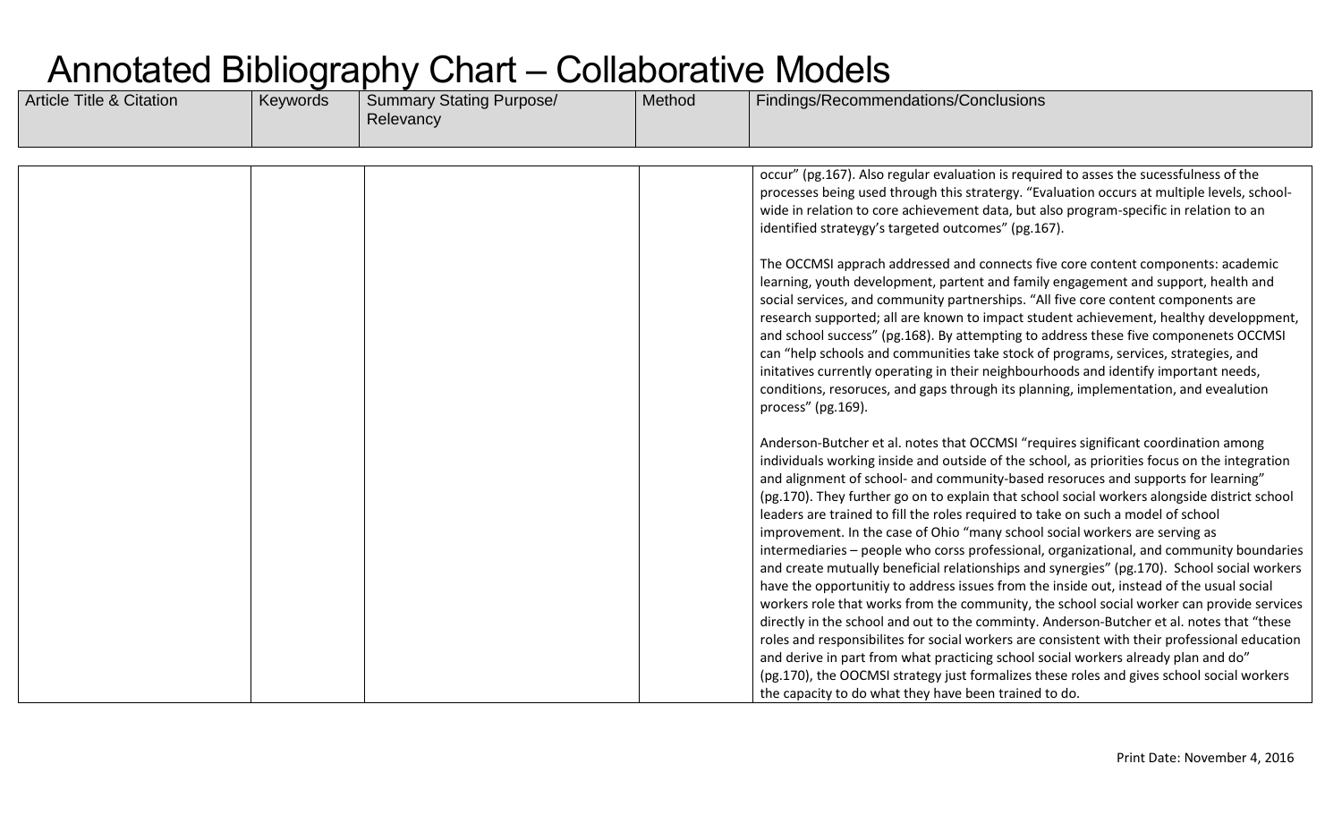# Annotated Bibliography Chart – Collaborative Models

| Article Title & Citation | Keywords | Summary Stating Purpose/ Relevancy | Method | Findings/Recommendations/Conclusions |
|---|---|---|---|---|
| | | | | occur" (pg.167). Also regular evaluation is required to asses the sucessfulness of the processes being used through this stratergy. "Evaluation occurs at multiple levels, school-wide in relation to core achievement data, but also program-specific in relation to an identified strateygy's targeted outcomes" (pg.167).<br><br>The OCCMSI apprach addressed and connects five core content components: academic learning, youth development, partent and family engagement and support, health and social services, and community partnerships. "All five core content components are research supported; all are known to impact student achievement, healthy developpment, and school success" (pg.168). By attempting to address these five componenets OCCMSI can "help schools and communities take stock of programs, services, strategies, and initatives currently operating in their neighbourhoods and identify important needs, conditions, resoruces, and gaps through its planning, implementation, and evealution process" (pg.169).<br><br>Anderson-Butcher et al. notes that OCCMSI "requires significant coordination among individuals working inside and outside of the school, as priorities focus on the integration and alignment of school- and community-based resoruces and supports for learning" (pg.170). They further go on to explain that school social workers alongside district school leaders are trained to fill the roles required to take on such a model of school improvement. In the case of Ohio "many school social workers are serving as intermediaries – people who corss professional, organizational, and community boundaries and create mutually beneficial relationships and synergies" (pg.170). School social workers have the opportunitiy to address issues from the inside out, instead of the usual social workers role that works from the community, the school social worker can provide services directly in the school and out to the comminty. Anderson-Butcher et al. notes that "these roles and responsibilites for social workers are consistent with their professional education and derive in part from what practicing school social workers already plan and do" (pg.170), the OOCMSI strategy just formalizes these roles and gives school social workers the capacity to do what they have been trained to do. |

Print Date: November 4, 2016